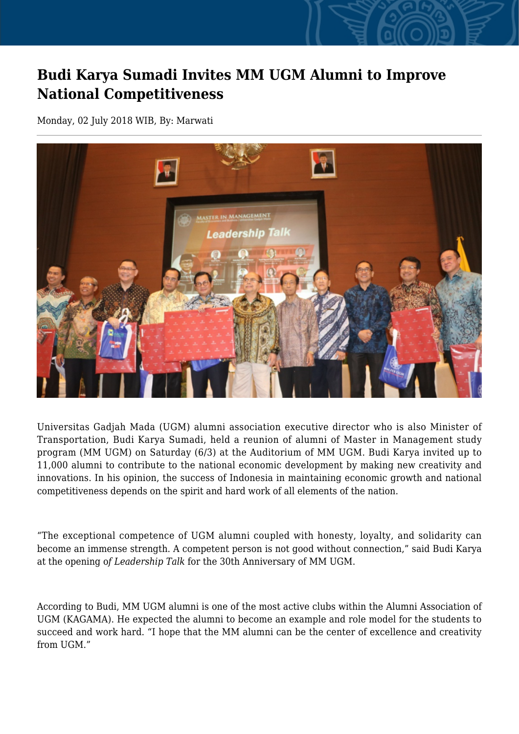# Budi Karya Sumadi Invites MM UGM Alumni to Improve National Competitiveness

Monday, 02 July 2018 WIB, By: Marwati

Universitas Gadjah Mada (UGM) alumni association executive director who is also Minister of Transportation, Budi Karya Sumadi, held a reunion of alumni of Master in Management study program (MM UGM) on Saturday (6/3) at the Auditorium of MM UGM. Budi Karya invited up to 11,000 alumni to contribute to the national economic development by making new creativity and innovations. In his opinion, the success of Indonesia in maintaining economic growth and national competitiveness depends on the spirit and hard work of all elements of the nation.

"The exceptional competence of UGM alumni coupled with honesty, loyalty, and solidarity can become an immense strength. A competent person is not good without connection," said Budi Karya at the opening o*f Leadership Talk* for the 30th Anniversary of MM UGM.

According to Budi, MM UGM alumni is one of the most active clubs within the Alumni Association of UGM (KAGAMA). He expected the alumni to become an example and role model for the students to succeed and work hard. "I hope that the MM alumni can be the center of excellence and creativity from UGM."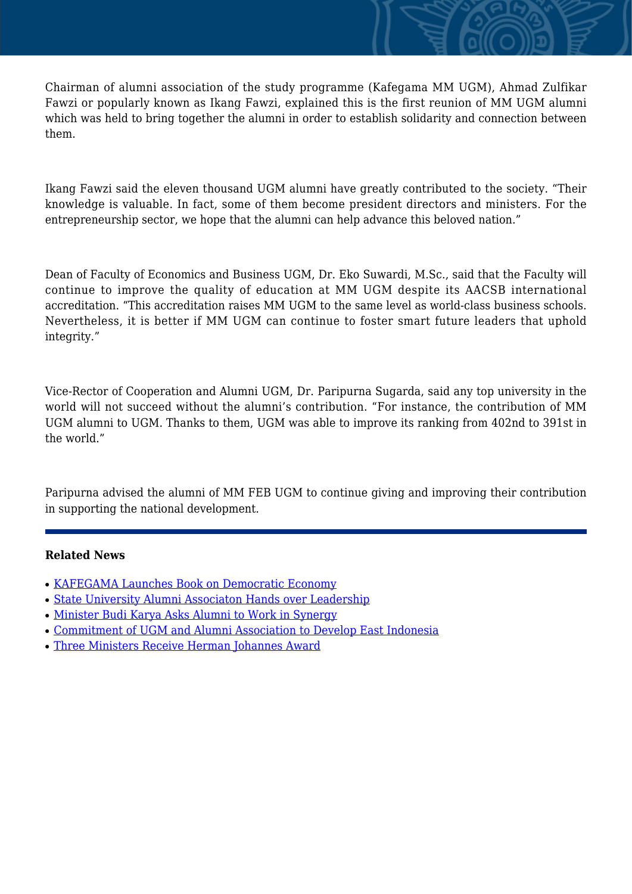Chairman of alumni association of the study programme (Kafegama MM UGM), Ahmad Zulfikar Fawzi or popularly known as Ikang Fawzi, explained this is the first reunion of MM UGM alumni which was held to bring together the alumni in order to establish solidarity and connection between them.

Ikang Fawzi said the eleven thousand UGM alumni have greatly contributed to the society. "Their knowledge is valuable. In fact, some of them become president directors and ministers. For the entrepreneurship sector, we hope that the alumni can help advance this beloved nation."

Dean of Faculty of Economics and Business UGM, Dr. Eko Suwardi, M.Sc., said that the Faculty will continue to improve the quality of education at MM UGM despite its AACSB international accreditation. "This accreditation raises MM UGM to the same level as world-class business schools. Nevertheless, it is better if MM UGM can continue to foster smart future leaders that uphold integrity."

Vice-Rector of Cooperation and Alumni UGM, Dr. Paripurna Sugarda, said any top university in the world will not succeed without the alumni's contribution. "For instance, the contribution of MM UGM alumni to UGM. Thanks to them, UGM was able to improve its ranking from 402nd to 391st in the world."

Paripurna advised the alumni of MM FEB UGM to continue giving and improving their contribution in supporting the national development.

---

**Related News**

- KAFEGAMA Launches Book on Democratic Economy
- State University Alumni Associaton Hands over Leadership
- Minister Budi Karya Asks Alumni to Work in Synergy
- Commitment of UGM and Alumni Association to Develop East Indonesia
- Three Ministers Receive Herman Johannes Award